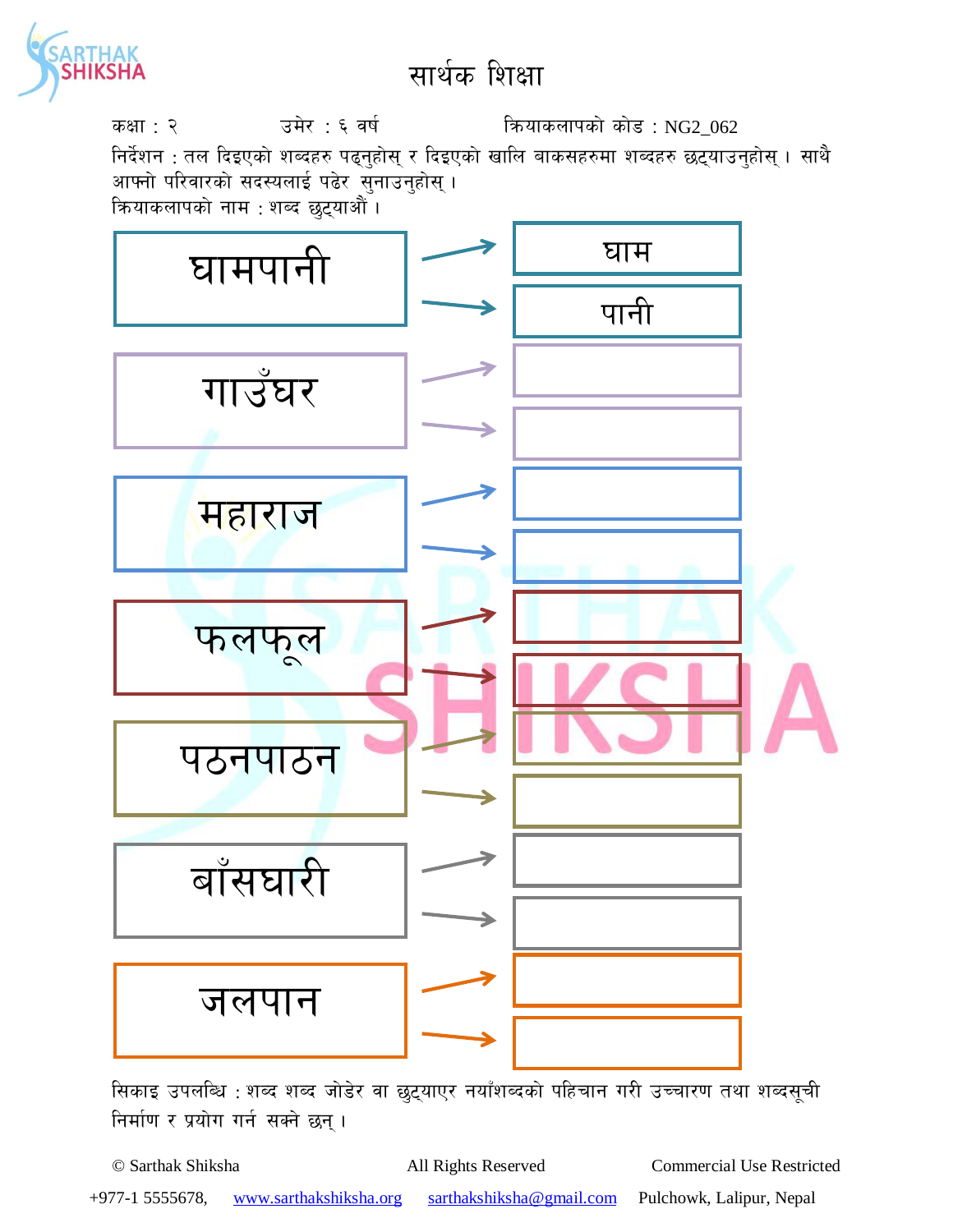# सार्थक शिक्षा

कक्षा : २ उमेर : ६ वर्ष क्रियाकलापको कोड : NG2_062

निर्देशन : तल दिइएको शब्दहरु पढ्नुहोस् र दिइएको खालि बाकसहरुमा शब्दहरु छुट्याउनुहोस् । साथै आफ्नो परिवारको सदस्यलाई पढेर सुनाउनुहोस् ।

क्रियाकलापको नाम : शब्द छुट्याऔं ।

| शब्द | | छुट्याइएका शब्द |
|---|---|---|
| घामपानी | → | घाम |
| | → | पानी |
| गाउँघर | → | |
| | → | |
| महाराज | → | |
| | → | |
| फलफूल | → | |
| | → | |
| पठनपाठन | → | |
| | → | |
| बाँसघारी | → | |
| | → | |
| जलपान | → | |
| | → | |

सिकाइ उपलब्धि : शब्द शब्द जोडेर वा छुट्याएर नयाँशब्दको पहिचान गरी उच्चारण तथा शब्दसूची निर्माण र प्रयोग गर्न सक्ने छन् ।

© Sarthak Shiksha All Rights Reserved Commercial Use Restricted

+977-1 5555678, www.sarthakshiksha.org sarthakshiksha@gmail.com Pulchowk, Lalipur, Nepal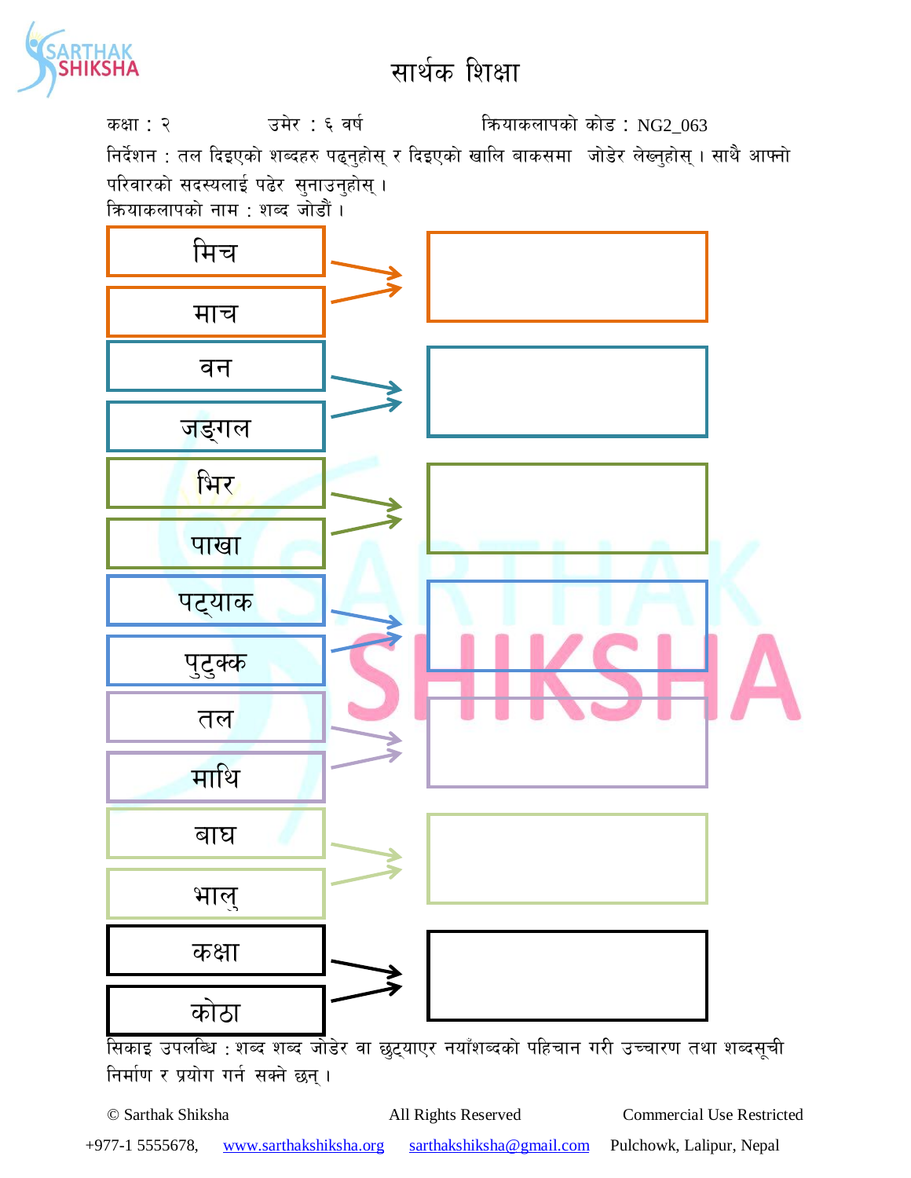# सार्थक शिक्षा

कक्षा : २ उमेर : ६ वर्ष क्रियाकलापको कोड : NG2_063

निर्देशन : तल दिइएको शब्दहरु पढ्नुहोस् र दिइएको खालि बाकसमा जोडेर लेख्नुहोस् । साथै आफ्नो परिवारको सदस्यलाई पढेर सुनाउनुहोस् ।

क्रियाकलापको नाम : शब्द जोडौं ।

| शब्द | → | जोडिएको शब्द |
| --- | --- | --- |
| मिच + माच | → | |
| वन + जङ्गल | → | |
| भिर + पाखा | → | |
| पट्याक + पुटुक्क | → | |
| तल + माथि | → | |
| बाघ + भालु | → | |
| कक्षा + कोठा | → | |

सिकाइ उपलब्धि : शब्द शब्द जोडेर वा छुट्याएर नयाँशब्दको पहिचान गरी उच्चारण तथा शब्दसूची निर्माण र प्रयोग गर्न सक्ने छन् ।

© Sarthak Shiksha All Rights Reserved Commercial Use Restricted

+977-1 5555678, www.sarthakshiksha.org sarthakshiksha@gmail.com Pulchowk, Lalipur, Nepal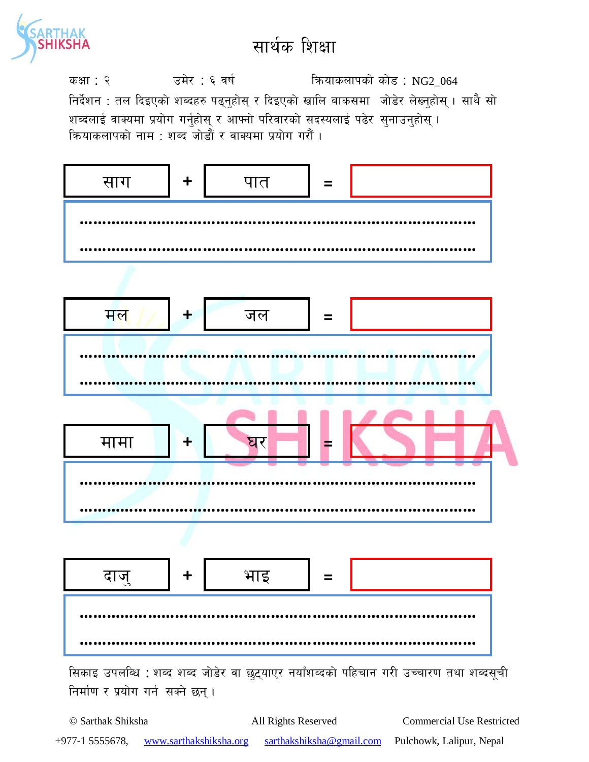# सार्थक शिक्षा

कक्षा : २ उमेर : ६ वर्ष क्रियाकलापको कोड : NG2_064

निर्देशन : तल दिइएको शब्दहरु पढ्नुहोस् र दिइएको खालि बाकसमा जोडेर लेख्नुहोस् । साथै सो शब्दलाई वाक्यमा प्रयोग गर्नुहोस् र आफ्नो परिवारको सदस्यलाई पढेर सुनाउनुहोस् ।

क्रियाकलापको नाम : शब्द जोडौं र वाक्यमा प्रयोग गरौं ।

साग + पात = ______

.............................................................................

.............................................................................

मल + जल = ______

.............................................................................

.............................................................................

मामा + घर = ______

.............................................................................

.............................................................................

दाजु + भाइ = ______

.............................................................................

.............................................................................

सिकाइ उपलब्धि : शब्द शब्द जोडेर वा छुट्याएर नयाँशब्दको पहिचान गरी उच्चारण तथा शब्दसूची निर्माण र प्रयोग गर्न सक्ने छन् ।

© Sarthak Shiksha All Rights Reserved Commercial Use Restricted

+977-1 5555678, www.sarthakshiksha.org sarthakshiksha@gmail.com Pulchowk, Lalipur, Nepal